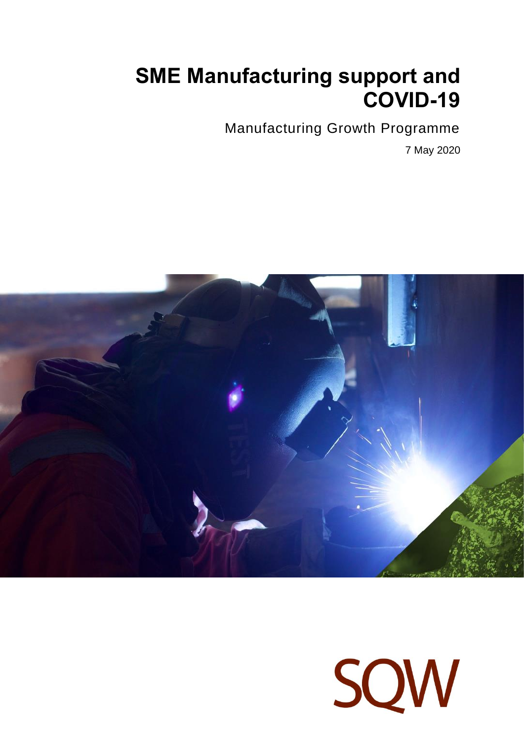# SME Manufacturing support and COVID-19

Manufacturing Growth Programme

7 May 2020

SQW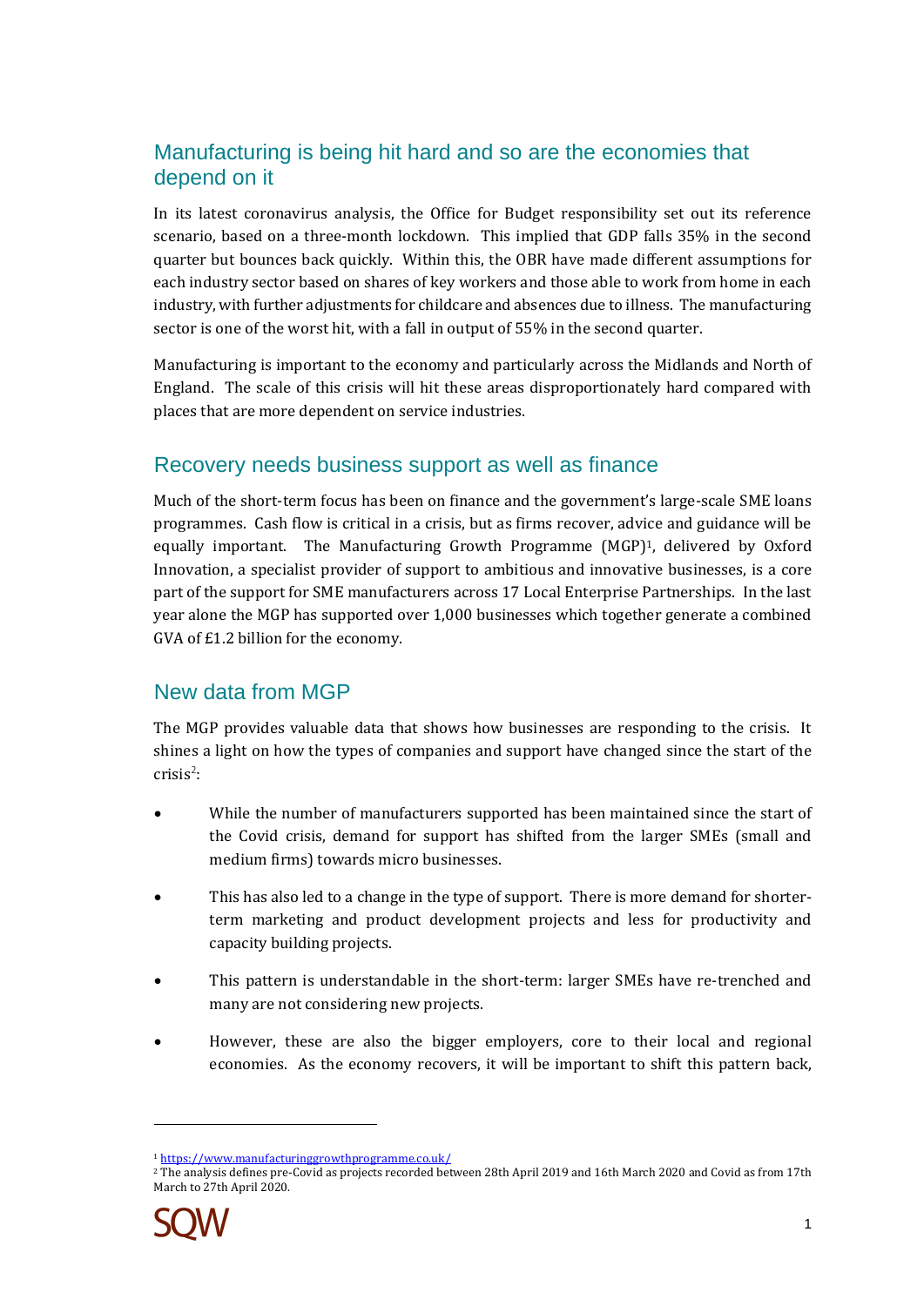## Manufacturing is being hit hard and so are the economies that depend on it

In its latest coronavirus analysis, the Office for Budget responsibility set out its reference scenario, based on a three-month lockdown. This implied that GDP falls 35% in the second quarter but bounces back quickly. Within this, the OBR have made different assumptions for each industry sector based on shares of key workers and those able to work from home in each industry, with further adjustments for childcare and absences due to illness. The manufacturing sector is one of the worst hit, with a fall in output of 55% in the second quarter.

Manufacturing is important to the economy and particularly across the Midlands and North of England. The scale of this crisis will hit these areas disproportionately hard compared with places that are more dependent on service industries.

## Recovery needs business support as well as finance

Much of the short-term focus has been on finance and the government's large-scale SME loans programmes. Cash flow is critical in a crisis, but as firms recover, advice and guidance will be equally important. The Manufacturing Growth Programme (MGP)[1], delivered by Oxford Innovation, a specialist provider of support to ambitious and innovative businesses, is a core part of the support for SME manufacturers across 17 Local Enterprise Partnerships. In the last year alone the MGP has supported over 1,000 businesses which together generate a combined GVA of £1.2 billion for the economy.

## New data from MGP

The MGP provides valuable data that shows how businesses are responding to the crisis. It shines a light on how the types of companies and support have changed since the start of the crisis[2]:

- While the number of manufacturers supported has been maintained since the start of the Covid crisis, demand for support has shifted from the larger SMEs (small and medium firms) towards micro businesses.
- This has also led to a change in the type of support. There is more demand for shorter-term marketing and product development projects and less for productivity and capacity building projects.
- This pattern is understandable in the short-term: larger SMEs have re-trenched and many are not considering new projects.
- However, these are also the bigger employers, core to their local and regional economies. As the economy recovers, it will be important to shift this pattern back,

[1] https://www.manufacturinggrowthprogramme.co.uk/

[2] The analysis defines pre-Covid as projects recorded between 28th April 2019 and 16th March 2020 and Covid as from 17th March to 27th April 2020.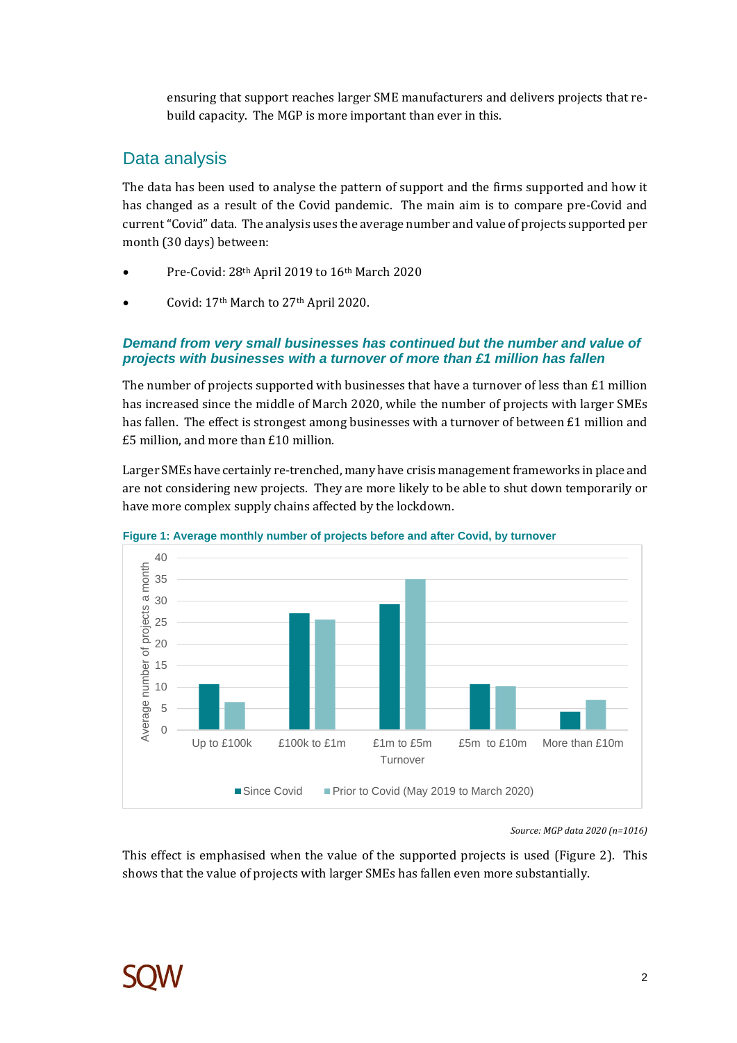ensuring that support reaches larger SME manufacturers and delivers projects that re-build capacity. The MGP is more important than ever in this.

## Data analysis

The data has been used to analyse the pattern of support and the firms supported and how it has changed as a result of the Covid pandemic. The main aim is to compare pre-Covid and current "Covid" data. The analysis uses the average number and value of projects supported per month (30 days) between:

- Pre-Covid: 28th April 2019 to 16th March 2020
- Covid: 17th March to 27th April 2020.

### *Demand from very small businesses has continued but the number and value of projects with businesses with a turnover of more than £1 million has fallen*

The number of projects supported with businesses that have a turnover of less than £1 million has increased since the middle of March 2020, while the number of projects with larger SMEs has fallen. The effect is strongest among businesses with a turnover of between £1 million and £5 million, and more than £10 million.

Larger SMEs have certainly re-trenched, many have crisis management frameworks in place and are not considering new projects. They are more likely to be able to shut down temporarily or have more complex supply chains affected by the lockdown.

**Figure 1: Average monthly number of projects before and after Covid, by turnover**

*Source: MGP data 2020 (n=1016)*

This effect is emphasised when the value of the supported projects is used (Figure 2). This shows that the value of projects with larger SMEs has fallen even more substantially.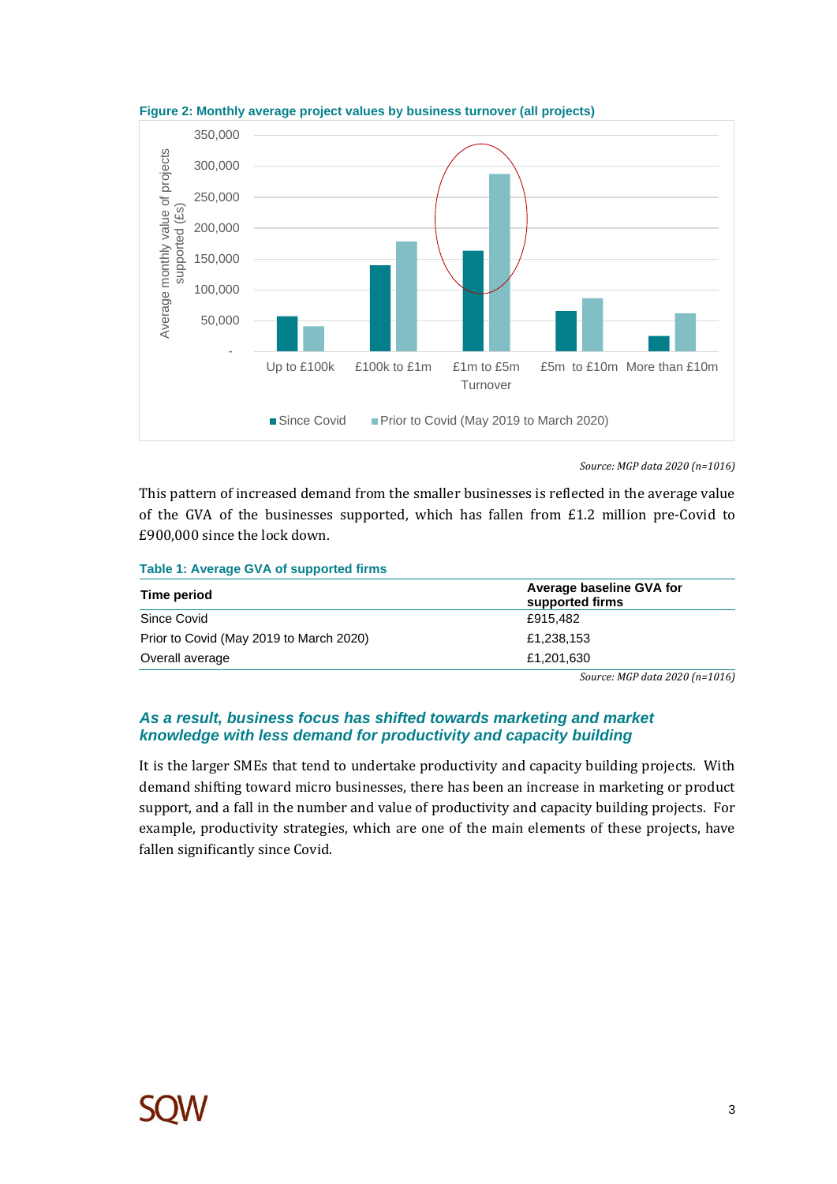**Figure 2: Monthly average project values by business turnover (all projects)**

*Source: MGP data 2020 (n=1016)*

This pattern of increased demand from the smaller businesses is reflected in the average value of the GVA of the businesses supported, which has fallen from £1.2 million pre-Covid to £900,000 since the lock down.

**Table 1: Average GVA of supported firms**

| Time period | Average baseline GVA for supported firms |
|---|---|
| Since Covid | £915,482 |
| Prior to Covid (May 2019 to March 2020) | £1,238,153 |
| Overall average | £1,201,630 |

*Source: MGP data 2020 (n=1016)*

### *As a result, business focus has shifted towards marketing and market knowledge with less demand for productivity and capacity building*

It is the larger SMEs that tend to undertake productivity and capacity building projects. With demand shifting toward micro businesses, there has been an increase in marketing or product support, and a fall in the number and value of productivity and capacity building projects. For example, productivity strategies, which are one of the main elements of these projects, have fallen significantly since Covid.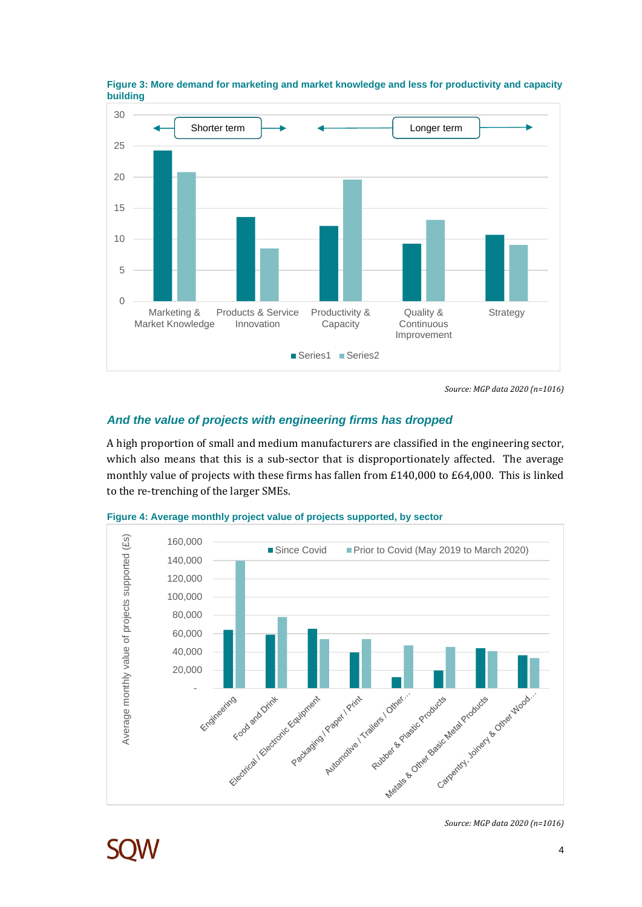**Figure 3: More demand for marketing and market knowledge and less for productivity and capacity building**

*Source: MGP data 2020 (n=1016)*

### *And the value of projects with engineering firms has dropped*

A high proportion of small and medium manufacturers are classified in the engineering sector, which also means that this is a sub-sector that is disproportionately affected. The average monthly value of projects with these firms has fallen from £140,000 to £64,000. This is linked to the re-trenching of the larger SMEs.

**Figure 4: Average monthly project value of projects supported, by sector**

*Source: MGP data 2020 (n=1016)*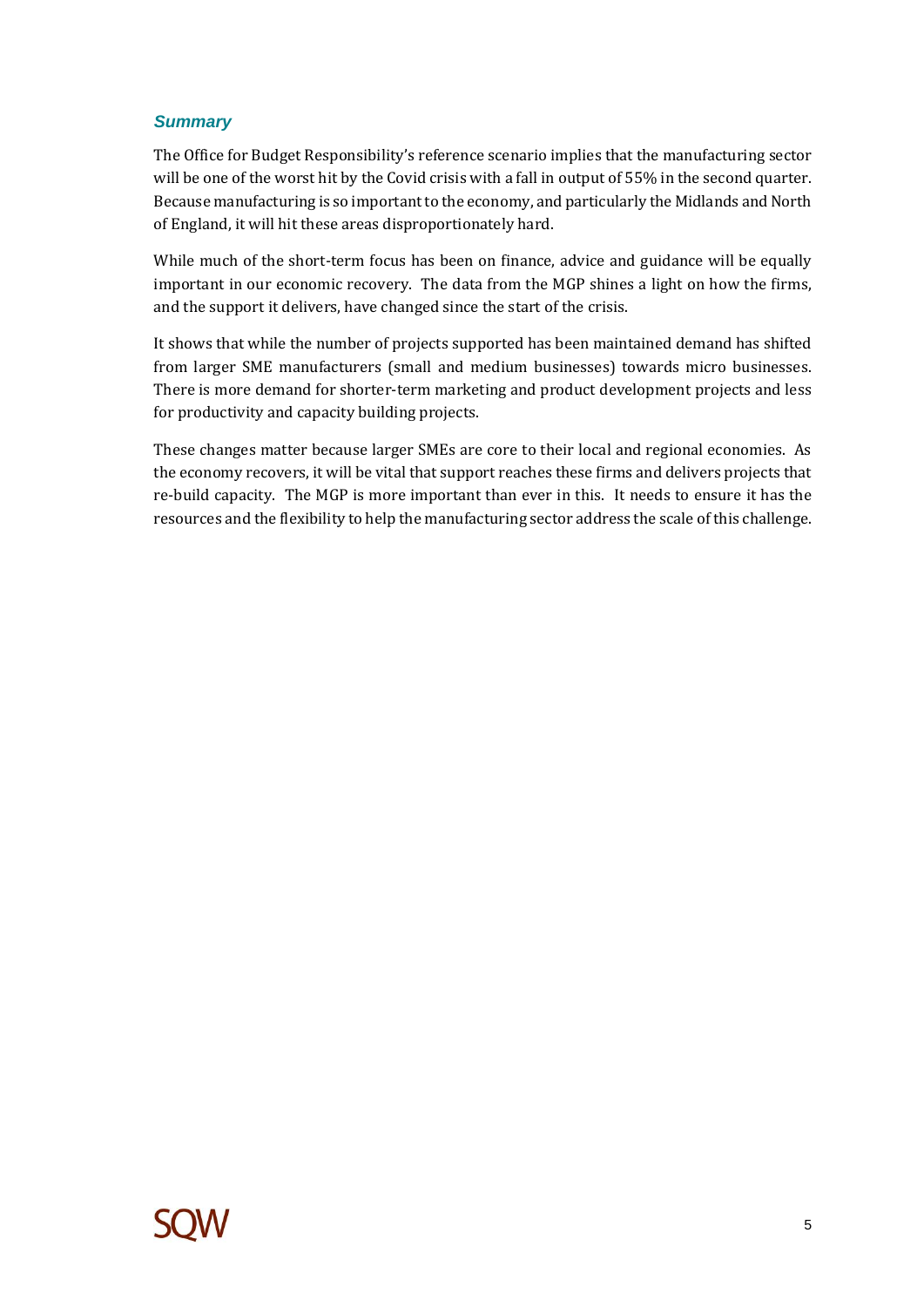### *Summary*

The Office for Budget Responsibility's reference scenario implies that the manufacturing sector will be one of the worst hit by the Covid crisis with a fall in output of 55% in the second quarter. Because manufacturing is so important to the economy, and particularly the Midlands and North of England, it will hit these areas disproportionately hard.

While much of the short-term focus has been on finance, advice and guidance will be equally important in our economic recovery. The data from the MGP shines a light on how the firms, and the support it delivers, have changed since the start of the crisis.

It shows that while the number of projects supported has been maintained demand has shifted from larger SME manufacturers (small and medium businesses) towards micro businesses. There is more demand for shorter-term marketing and product development projects and less for productivity and capacity building projects.

These changes matter because larger SMEs are core to their local and regional economies. As the economy recovers, it will be vital that support reaches these firms and delivers projects that re-build capacity. The MGP is more important than ever in this. It needs to ensure it has the resources and the flexibility to help the manufacturing sector address the scale of this challenge.